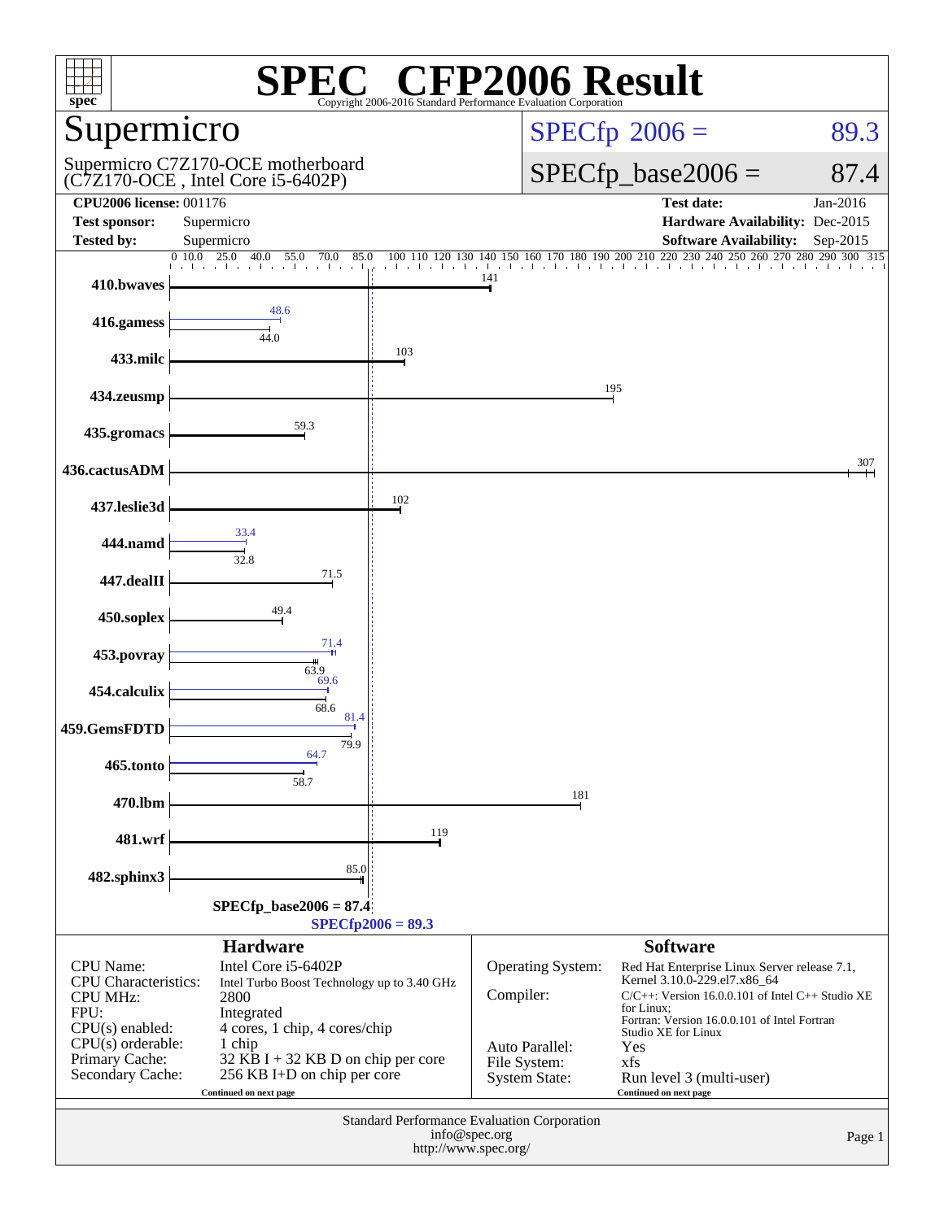# SPEC® CFP2006 Result

Copyright 2006-2016 Standard Performance Evaluation Corporation

## Supermicro

Supermicro C7Z170-OCE motherboard
(C7Z170-OCE , Intel Core i5-6402P)

SPECfp 2006 = 89.3

SPECfp_base2006 = 87.4

| | | | |
|---|---|---|---|
| **CPU2006 license:** 001176 | | **Test date:** | Jan-2016 |
| **Test sponsor:** | Supermicro | **Hardware Availability:** | Dec-2015 |
| **Tested by:** | Supermicro | **Software Availability:** | Sep-2015 |

| Benchmark | Peak | Base |
|---|---|---|
| 410.bwaves | | 141 |
| 416.gamess | 48.6 | 44.0 |
| 433.milc | | 103 |
| 434.zeusmp | | 195 |
| 435.gromacs | | 59.3 |
| 436.cactusADM | | 307 |
| 437.leslie3d | | 102 |
| 444.namd | 33.4 | 32.8 |
| 447.dealII | | 71.5 |
| 450.soplex | | 49.4 |
| 453.povray | 71.4 | 63.9 |
| 454.calculix | 69.6 | 68.6 |
| 459.GemsFDTD | 81.4 | 79.9 |
| 465.tonto | 64.7 | 58.7 |
| 470.lbm | | 181 |
| 481.wrf | | 119 |
| 482.sphinx3 | | 85.0 |

SPECfp_base2006 = 87.4

SPECfp2006 = 89.3

### Hardware

| | |
|---|---|
| CPU Name: | Intel Core i5-6402P |
| CPU Characteristics: | Intel Turbo Boost Technology up to 3.40 GHz |
| CPU MHz: | 2800 |
| FPU: | Integrated |
| CPU(s) enabled: | 4 cores, 1 chip, 4 cores/chip |
| CPU(s) orderable: | 1 chip |
| Primary Cache: | 32 KB I + 32 KB D on chip per core |
| Secondary Cache: | 256 KB I+D on chip per core |

Continued on next page

### Software

| | |
|---|---|
| Operating System: | Red Hat Enterprise Linux Server release 7.1, Kernel 3.10.0-229.el7.x86_64 |
| Compiler: | C/C++: Version 16.0.0.101 of Intel C++ Studio XE for Linux; Fortran: Version 16.0.0.101 of Intel Fortran Studio XE for Linux |
| Auto Parallel: | Yes |
| File System: | xfs |
| System State: | Run level 3 (multi-user) |

Continued on next page

Standard Performance Evaluation Corporation
info@spec.org
http://www.spec.org/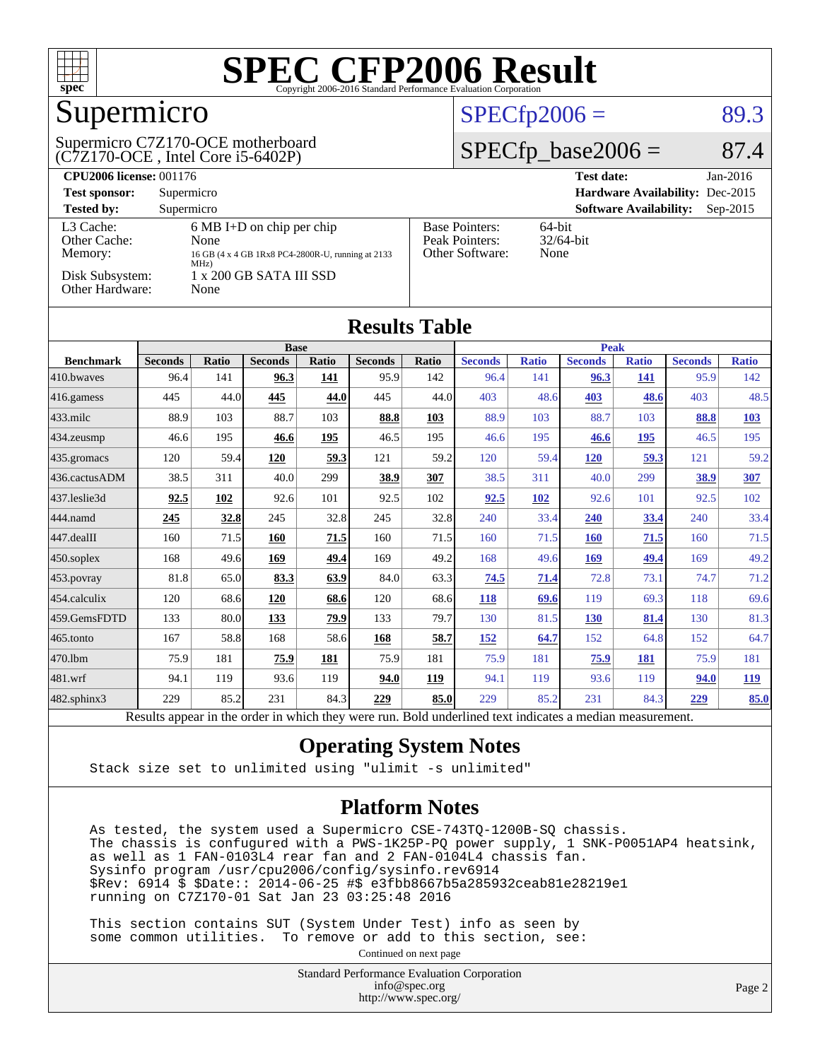# SPEC CFP2006 Result

Copyright 2006-2016 Standard Performance Evaluation Corporation

## Supermicro

Supermicro C7Z170-OCE motherboard (C7Z170-OCE , Intel Core i5-6402P)

SPECfp2006 = 89.3

SPECfp_base2006 = 87.4

**CPU2006 license:** 001176  
**Test sponsor:** Supermicro  
**Tested by:** Supermicro  
**Test date:** Jan-2016  
**Hardware Availability:** Dec-2015  
**Software Availability:** Sep-2015

| | |
|---|---|
| L3 Cache: | 6 MB I+D on chip per chip |
| Other Cache: | None |
| Memory: | 16 GB (4 x 4 GB 1Rx8 PC4-2800R-U, running at 2133 MHz) |
| Disk Subsystem: | 1 x 200 GB SATA III SSD |
| Other Hardware: | None |

| | |
|---|---|
| Base Pointers: | 64-bit |
| Peak Pointers: | 32/64-bit |
| Other Software: | None |

## Results Table

| Benchmark | Base | | | | | | Peak | | | | | |
|---|---|---|---|---|---|---|---|---|---|---|---|---|
| | Seconds | Ratio | Seconds | Ratio | Seconds | Ratio | Seconds | Ratio | Seconds | Ratio | Seconds | Ratio |
| 410.bwaves | 96.4 | 141 | **96.3** | **141** | 95.9 | 142 | 96.4 | 141 | **96.3** | **141** | 95.9 | 142 |
| 416.gamess | 445 | 44.0 | **445** | **44.0** | 445 | 44.0 | 403 | 48.6 | **403** | **48.6** | 403 | 48.5 |
| 433.milc | 88.9 | 103 | 88.7 | 103 | **88.8** | **103** | 88.9 | 103 | 88.7 | 103 | **88.8** | **103** |
| 434.zeusmp | 46.6 | 195 | **46.6** | **195** | 46.5 | 195 | 46.6 | 195 | **46.6** | **195** | 46.5 | 195 |
| 435.gromacs | 120 | 59.4 | **120** | **59.3** | 121 | 59.2 | 120 | 59.4 | **120** | **59.3** | 121 | 59.2 |
| 436.cactusADM | 38.5 | 311 | 40.0 | 299 | **38.9** | **307** | 38.5 | 311 | 40.0 | 299 | **38.9** | **307** |
| 437.leslie3d | **92.5** | **102** | 92.6 | 101 | 92.5 | 102 | **92.5** | **102** | 92.6 | 101 | 92.5 | 102 |
| 444.namd | **245** | **32.8** | 245 | 32.8 | 245 | 32.8 | 240 | 33.4 | **240** | **33.4** | 240 | 33.4 |
| 447.dealII | 160 | 71.5 | **160** | **71.5** | 160 | 71.5 | 160 | 71.5 | **160** | **71.5** | 160 | 71.5 |
| 450.soplex | 168 | 49.6 | **169** | **49.4** | 169 | 49.2 | 168 | 49.6 | **169** | **49.4** | 169 | 49.2 |
| 453.povray | 81.8 | 65.0 | **83.3** | **63.9** | 84.0 | 63.3 | **74.5** | **71.4** | 72.8 | 73.1 | 74.7 | 71.2 |
| 454.calculix | 120 | 68.6 | **120** | **68.6** | 120 | 68.6 | **118** | **69.6** | 119 | 69.3 | 118 | 69.6 |
| 459.GemsFDTD | 133 | 80.0 | **133** | **79.9** | 133 | 79.7 | 130 | 81.5 | **130** | **81.4** | 130 | 81.3 |
| 465.tonto | 167 | 58.8 | 168 | 58.6 | **168** | **58.7** | **152** | **64.7** | 152 | 64.8 | 152 | 64.7 |
| 470.lbm | 75.9 | 181 | **75.9** | **181** | 75.9 | 181 | 75.9 | 181 | **75.9** | **181** | 75.9 | 181 |
| 481.wrf | 94.1 | 119 | 93.6 | 119 | **94.0** | **119** | 94.1 | 119 | 93.6 | 119 | **94.0** | **119** |
| 482.sphinx3 | 229 | 85.2 | 231 | 84.3 | **229** | **85.0** | 229 | 85.2 | 231 | 84.3 | **229** | **85.0** |

Results appear in the order in which they were run. Bold underlined text indicates a median measurement.

## Operating System Notes

```
Stack size set to unlimited using "ulimit -s unlimited"
```

## Platform Notes

```
As tested, the system used a Supermicro CSE-743TQ-1200B-SQ chassis.
The chassis is confugured with a PWS-1K25P-PQ power supply, 1 SNK-P0051AP4 heatsink,
as well as 1 FAN-0103L4 rear fan and 2 FAN-0104L4 chassis fan.
Sysinfo program /usr/cpu2006/config/sysinfo.rev6914
$Rev: 6914 $ $Date:: 2014-06-25 #$ e3fbb8667b5a285932ceab81e28219e1
running on C7Z170-01 Sat Jan 23 03:25:48 2016

This section contains SUT (System Under Test) info as seen by
some common utilities.  To remove or add to this section, see:
```

Continued on next page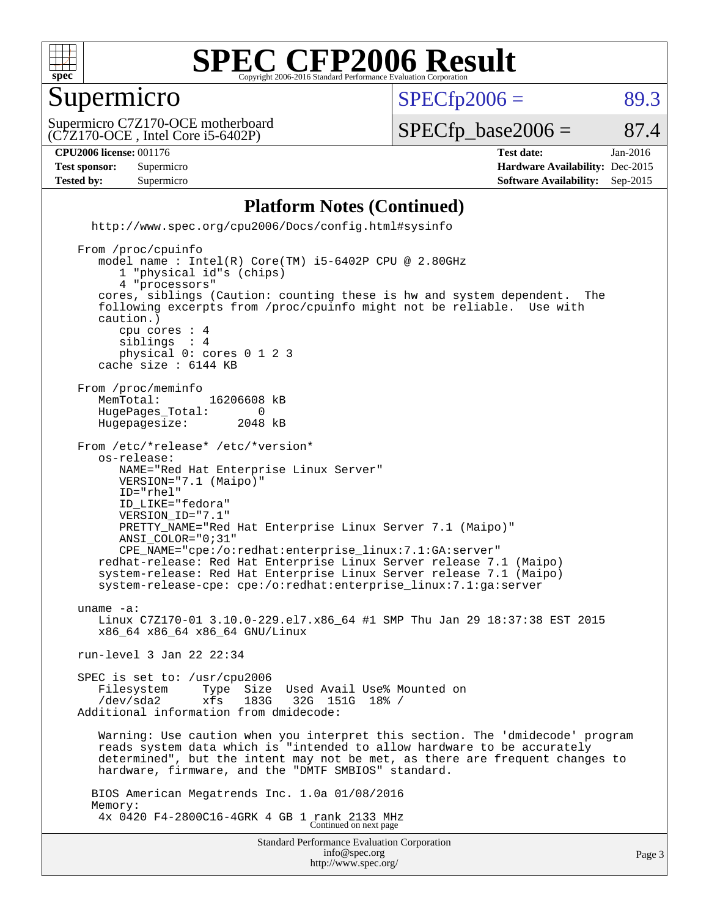# SPEC CFP2006 Result

Copyright 2006-2016 Standard Performance Evaluation Corporation

## Supermicro

Supermicro C7Z170-OCE motherboard
(C7Z170-OCE , Intel Core i5-6402P)

SPECfp2006 = 89.3

SPECfp_base2006 = 87.4

**CPU2006 license:** 001176
**Test sponsor:** Supermicro
**Tested by:** Supermicro

**Test date:** Jan-2016
**Hardware Availability:** Dec-2015
**Software Availability:** Sep-2015

### Platform Notes (Continued)

```
   http://www.spec.org/cpu2006/Docs/config.html#sysinfo

 From /proc/cpuinfo
    model name : Intel(R) Core(TM) i5-6402P CPU @ 2.80GHz
       1 "physical id"s (chips)
       4 "processors"
    cores, siblings (Caution: counting these is hw and system dependent.  The
    following excerpts from /proc/cpuinfo might not be reliable.  Use with
    caution.)
       cpu cores : 4
       siblings  : 4
       physical 0: cores 0 1 2 3
    cache size : 6144 KB

 From /proc/meminfo
    MemTotal:       16206608 kB
    HugePages_Total:       0
    Hugepagesize:       2048 kB

 From /etc/*release* /etc/*version*
    os-release:
       NAME="Red Hat Enterprise Linux Server"
       VERSION="7.1 (Maipo)"
       ID="rhel"
       ID_LIKE="fedora"
       VERSION_ID="7.1"
       PRETTY_NAME="Red Hat Enterprise Linux Server 7.1 (Maipo)"
       ANSI_COLOR="0;31"
       CPE_NAME="cpe:/o:redhat:enterprise_linux:7.1:GA:server"
    redhat-release: Red Hat Enterprise Linux Server release 7.1 (Maipo)
    system-release: Red Hat Enterprise Linux Server release 7.1 (Maipo)
    system-release-cpe: cpe:/o:redhat:enterprise_linux:7.1:ga:server

 uname -a:
    Linux C7Z170-01 3.10.0-229.el7.x86_64 #1 SMP Thu Jan 29 18:37:38 EST 2015
    x86_64 x86_64 x86_64 GNU/Linux

 run-level 3 Jan 22 22:34

 SPEC is set to: /usr/cpu2006
    Filesystem     Type  Size  Used Avail Use% Mounted on
    /dev/sda2      xfs   183G   32G  151G  18% /
 Additional information from dmidecode:

    Warning: Use caution when you interpret this section. The 'dmidecode' program
    reads system data which is "intended to allow hardware to be accurately
    determined", but the intent may not be met, as there are frequent changes to
    hardware, firmware, and the "DMTF SMBIOS" standard.

   BIOS American Megatrends Inc. 1.0a 01/08/2016
   Memory:
    4x 0420 F4-2800C16-4GRK 4 GB 1 rank 2133 MHz
```

Continued on next page

Standard Performance Evaluation Corporation
info@spec.org
http://www.spec.org/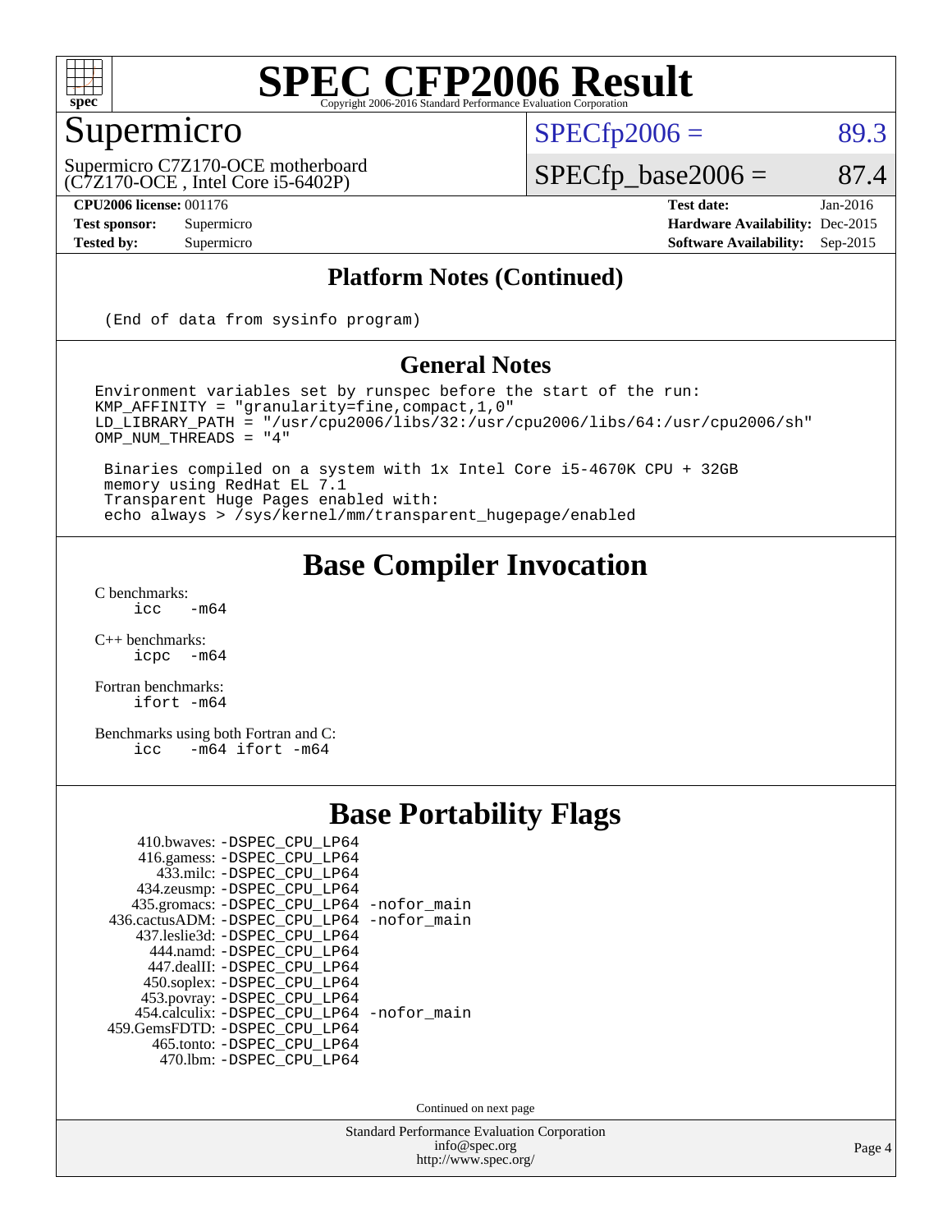# SPEC CFP2006 Result

Copyright 2006-2016 Standard Performance Evaluation Corporation

## Supermicro

Supermicro C7Z170-OCE motherboard
(C7Z170-OCE , Intel Core i5-6402P)

SPECfp2006 = 89.3

SPECfp_base2006 = 87.4

| | | | |
|---|---|---|---|
| **CPU2006 license:** 001176 | | **Test date:** | Jan-2016 |
| **Test sponsor:** | Supermicro | **Hardware Availability:** | Dec-2015 |
| **Tested by:** | Supermicro | **Software Availability:** | Sep-2015 |

## Platform Notes (Continued)

```
(End of data from sysinfo program)
```

## General Notes

```
Environment variables set by runspec before the start of the run:
KMP_AFFINITY = "granularity=fine,compact,1,0"
LD_LIBRARY_PATH = "/usr/cpu2006/libs/32:/usr/cpu2006/libs/64:/usr/cpu2006/sh"
OMP_NUM_THREADS = "4"

 Binaries compiled on a system with 1x Intel Core i5-4670K CPU + 32GB
 memory using RedHat EL 7.1
 Transparent Huge Pages enabled with:
 echo always > /sys/kernel/mm/transparent_hugepage/enabled
```

## Base Compiler Invocation

C benchmarks:
`icc -m64`

C++ benchmarks:
`icpc -m64`

Fortran benchmarks:
`ifort -m64`

Benchmarks using both Fortran and C:
`icc -m64 ifort -m64`

## Base Portability Flags

```
     410.bwaves: -DSPEC_CPU_LP64
     416.gamess: -DSPEC_CPU_LP64
       433.milc: -DSPEC_CPU_LP64
     434.zeusmp: -DSPEC_CPU_LP64
    435.gromacs: -DSPEC_CPU_LP64 -nofor_main
 436.cactusADM: -DSPEC_CPU_LP64 -nofor_main
    437.leslie3d: -DSPEC_CPU_LP64
       444.namd: -DSPEC_CPU_LP64
     447.dealII: -DSPEC_CPU_LP64
     450.soplex: -DSPEC_CPU_LP64
     453.povray: -DSPEC_CPU_LP64
    454.calculix: -DSPEC_CPU_LP64 -nofor_main
 459.GemsFDTD: -DSPEC_CPU_LP64
      465.tonto: -DSPEC_CPU_LP64
        470.lbm: -DSPEC_CPU_LP64
```

Continued on next page

Standard Performance Evaluation Corporation
info@spec.org
http://www.spec.org/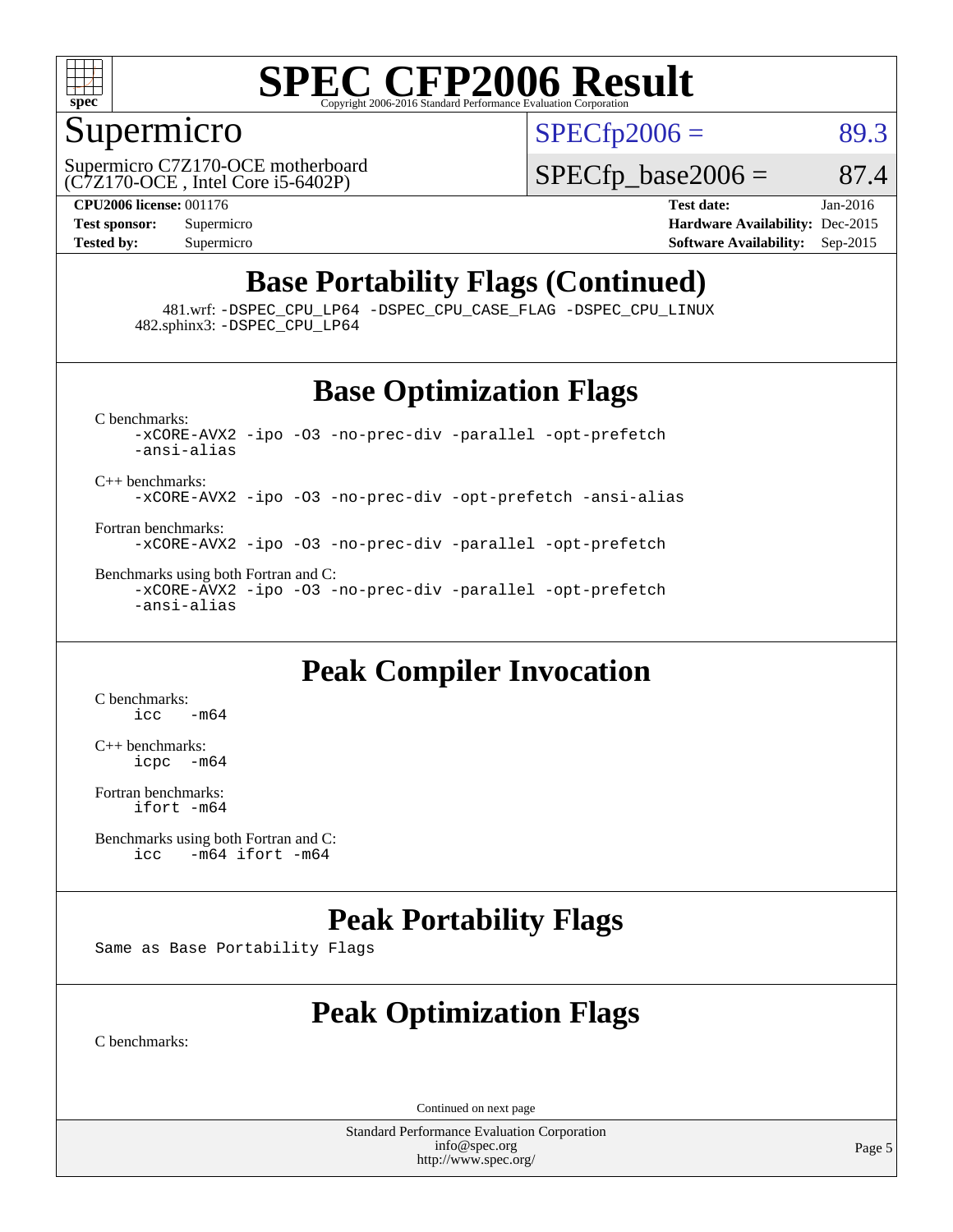# SPEC CFP2006 Result

## Supermicro

Supermicro C7Z170-OCE motherboard
(C7Z170-OCE , Intel Core i5-6402P)

SPECfp2006 = 89.3

SPECfp_base2006 = 87.4

| | | | |
|---|---|---|---|
| **CPU2006 license:** 001176 | | **Test date:** | Jan-2016 |
| **Test sponsor:** | Supermicro | **Hardware Availability:** | Dec-2015 |
| **Tested by:** | Supermicro | **Software Availability:** | Sep-2015 |

## Base Portability Flags (Continued)

481.wrf: -DSPEC_CPU_LP64 -DSPEC_CPU_CASE_FLAG -DSPEC_CPU_LINUX
482.sphinx3: -DSPEC_CPU_LP64

## Base Optimization Flags

C benchmarks:
```
-xCORE-AVX2 -ipo -O3 -no-prec-div -parallel -opt-prefetch
-ansi-alias
```

C++ benchmarks:
```
-xCORE-AVX2 -ipo -O3 -no-prec-div -opt-prefetch -ansi-alias
```

Fortran benchmarks:
```
-xCORE-AVX2 -ipo -O3 -no-prec-div -parallel -opt-prefetch
```

Benchmarks using both Fortran and C:
```
-xCORE-AVX2 -ipo -O3 -no-prec-div -parallel -opt-prefetch
-ansi-alias
```

## Peak Compiler Invocation

C benchmarks:
```
icc   -m64
```

C++ benchmarks:
```
icpc  -m64
```

Fortran benchmarks:
```
ifort -m64
```

Benchmarks using both Fortran and C:
```
icc   -m64 ifort -m64
```

## Peak Portability Flags

Same as Base Portability Flags

## Peak Optimization Flags

C benchmarks:

Continued on next page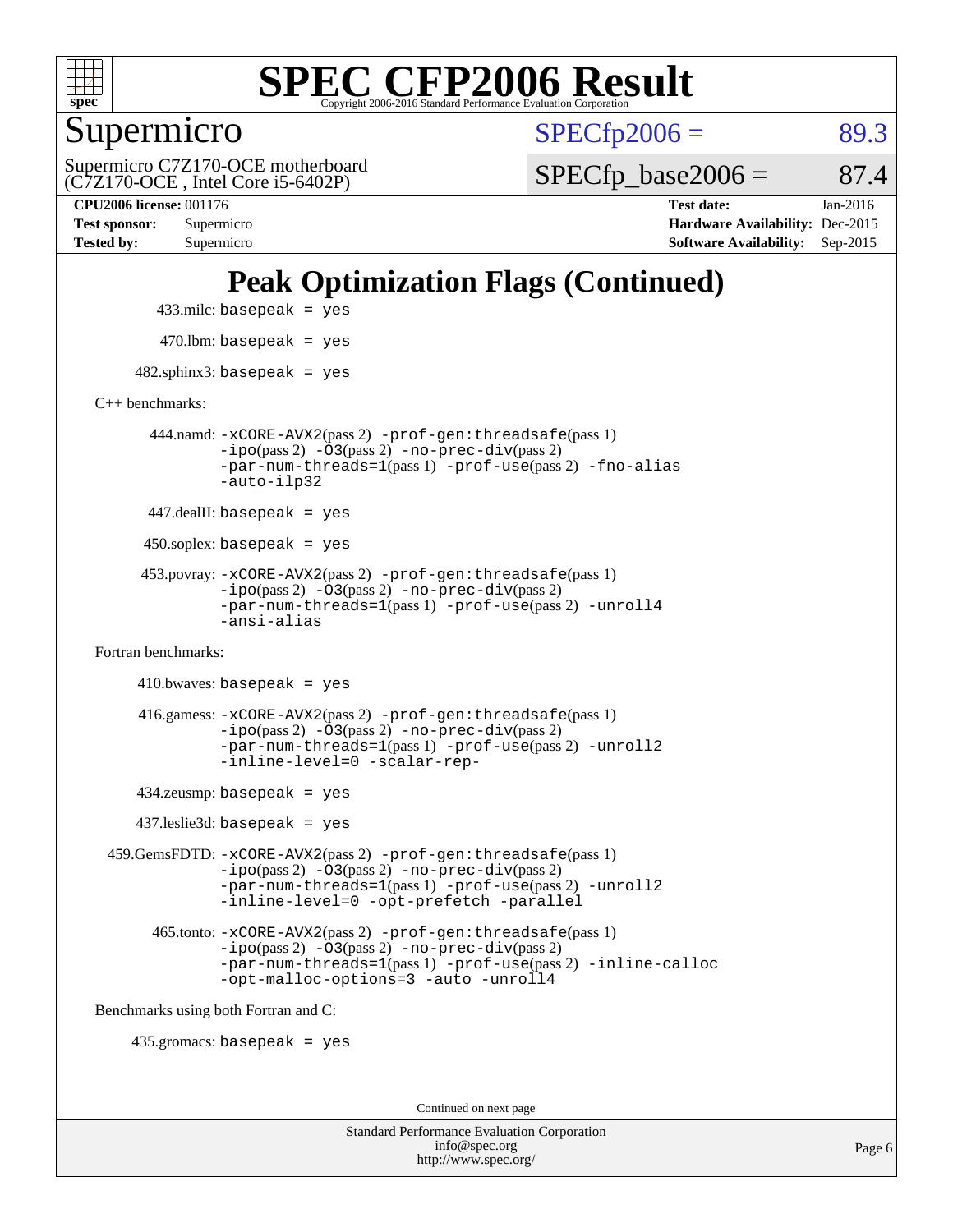# Peak Optimization Flags (Continued)

433.milc: basepeak = yes

470.lbm: basepeak = yes

482.sphinx3: basepeak = yes

C++ benchmarks:

444.namd: -xCORE-AVX2(pass 2) -prof-gen:threadsafe(pass 1) -ipo(pass 2) -O3(pass 2) -no-prec-div(pass 2) -par-num-threads=1(pass 1) -prof-use(pass 2) -fno-alias -auto-ilp32

447.dealII: basepeak = yes

450.soplex: basepeak = yes

453.povray: -xCORE-AVX2(pass 2) -prof-gen:threadsafe(pass 1) -ipo(pass 2) -O3(pass 2) -no-prec-div(pass 2) -par-num-threads=1(pass 1) -prof-use(pass 2) -unroll4 -ansi-alias

Fortran benchmarks:

410.bwaves: basepeak = yes

416.gamess: -xCORE-AVX2(pass 2) -prof-gen:threadsafe(pass 1) -ipo(pass 2) -O3(pass 2) -no-prec-div(pass 2) -par-num-threads=1(pass 1) -prof-use(pass 2) -unroll2 -inline-level=0 -scalar-rep-

434.zeusmp: basepeak = yes

437.leslie3d: basepeak = yes

459.GemsFDTD: -xCORE-AVX2(pass 2) -prof-gen:threadsafe(pass 1) -ipo(pass 2) -O3(pass 2) -no-prec-div(pass 2) -par-num-threads=1(pass 1) -prof-use(pass 2) -unroll2 -inline-level=0 -opt-prefetch -parallel

465.tonto: -xCORE-AVX2(pass 2) -prof-gen:threadsafe(pass 1) -ipo(pass 2) -O3(pass 2) -no-prec-div(pass 2) -par-num-threads=1(pass 1) -prof-use(pass 2) -inline-calloc -opt-malloc-options=3 -auto -unroll4

Benchmarks using both Fortran and C:

435.gromacs: basepeak = yes

Continued on next page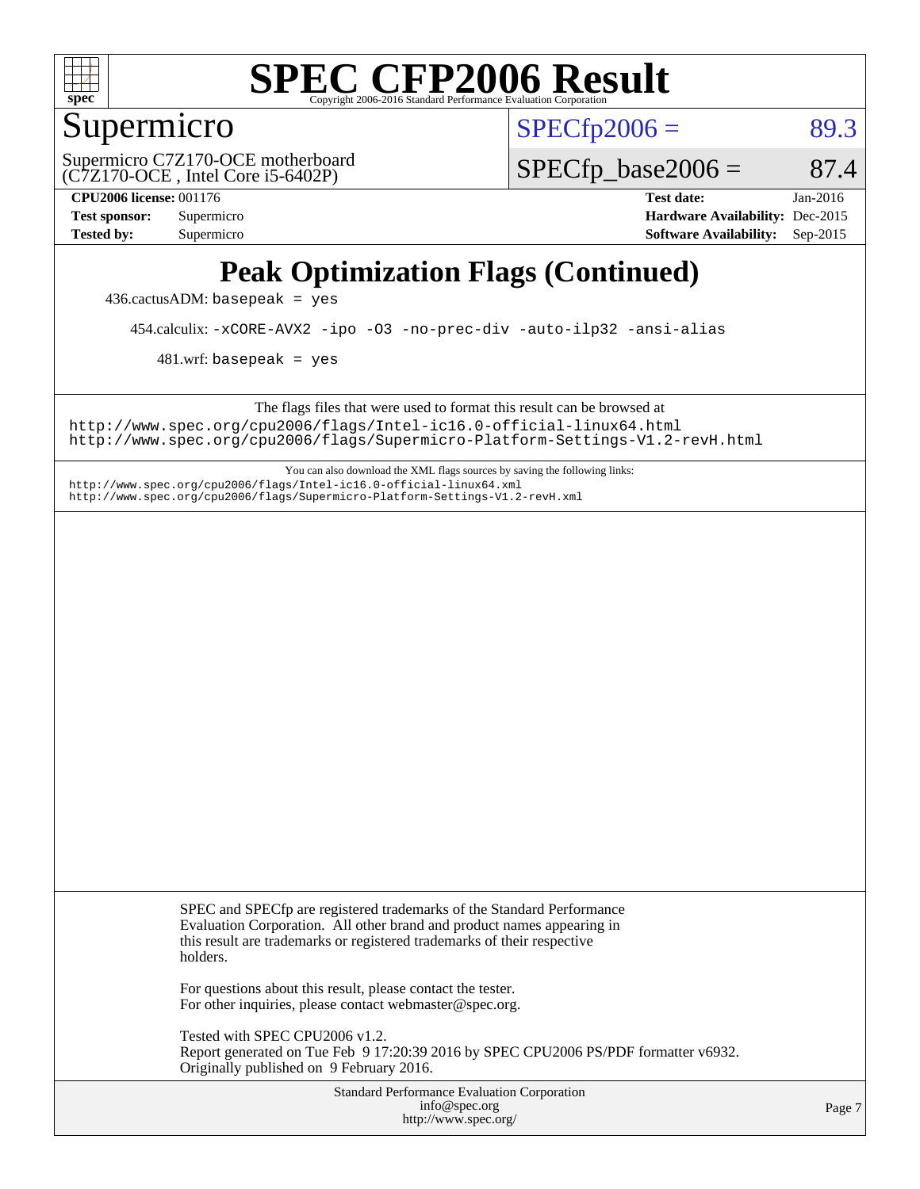# SPEC CFP2006 Result

Copyright 2006-2016 Standard Performance Evaluation Corporation

## Supermicro

Supermicro C7Z170-OCE motherboard
(C7Z170-OCE , Intel Core i5-6402P)

SPECfp2006 = 89.3

SPECfp_base2006 = 87.4

| | | | |
|---|---|---|---|
| **CPU2006 license:** 001176 | | **Test date:** | Jan-2016 |
| **Test sponsor:** | Supermicro | **Hardware Availability:** | Dec-2015 |
| **Tested by:** | Supermicro | **Software Availability:** | Sep-2015 |

## Peak Optimization Flags (Continued)

436.cactusADM: `basepeak = yes`

454.calculix: `-xCORE-AVX2 -ipo -O3 -no-prec-div -auto-ilp32 -ansi-alias`

481.wrf: `basepeak = yes`

The flags files that were used to format this result can be browsed at
http://www.spec.org/cpu2006/flags/Intel-ic16.0-official-linux64.html
http://www.spec.org/cpu2006/flags/Supermicro-Platform-Settings-V1.2-revH.html

You can also download the XML flags sources by saving the following links:
http://www.spec.org/cpu2006/flags/Intel-ic16.0-official-linux64.xml
http://www.spec.org/cpu2006/flags/Supermicro-Platform-Settings-V1.2-revH.xml

SPEC and SPECfp are registered trademarks of the Standard Performance Evaluation Corporation. All other brand and product names appearing in this result are trademarks or registered trademarks of their respective holders.

For questions about this result, please contact the tester.
For other inquiries, please contact webmaster@spec.org.

Tested with SPEC CPU2006 v1.2.
Report generated on Tue Feb 9 17:20:39 2016 by SPEC CPU2006 PS/PDF formatter v6932.
Originally published on 9 February 2016.

Standard Performance Evaluation Corporation
info@spec.org
http://www.spec.org/